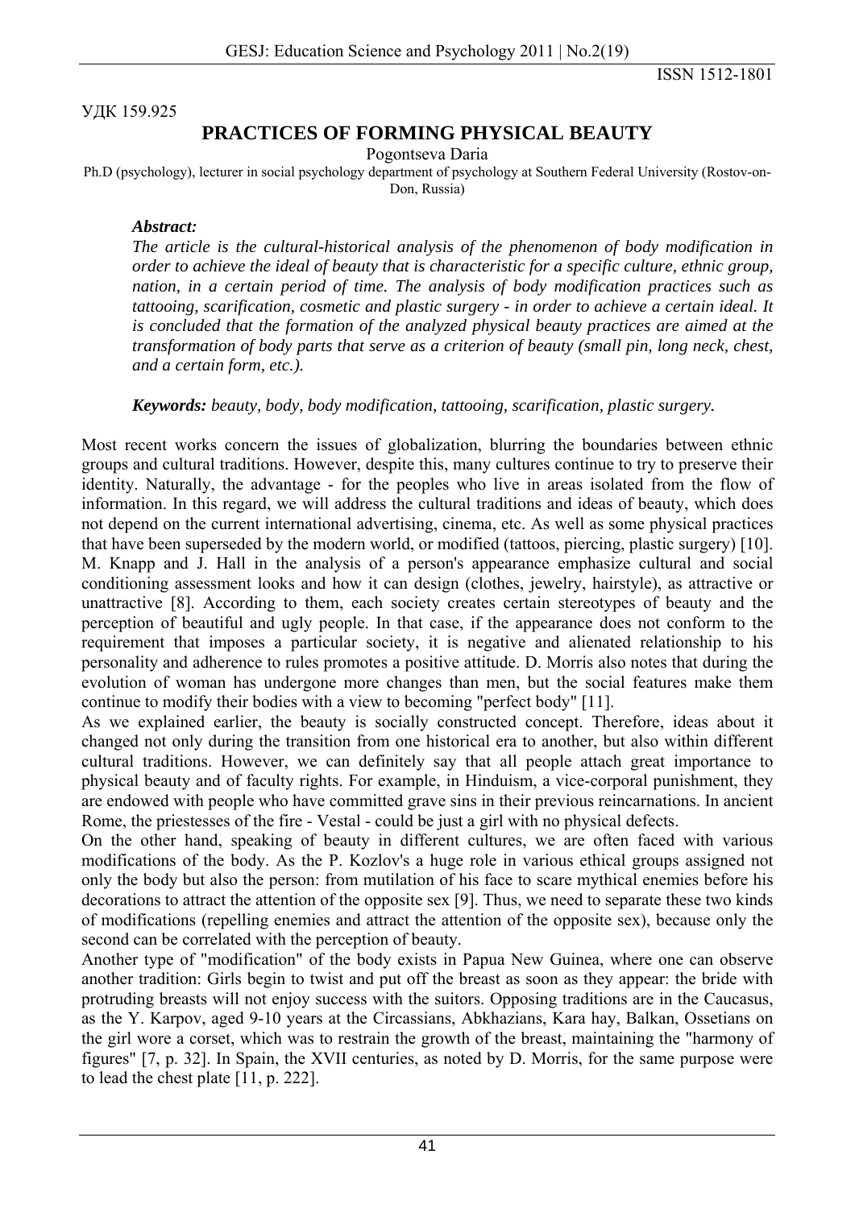УДК 159.925

# PRACTICES OF FORMING PHYSICAL BEAUTY

Pogontseva Daria

Ph.D (psychology), lecturer in social psychology department of psychology at Southern Federal University (Rostov-on-Don, Russia)

***Abstract:***

*The article is the cultural-historical analysis of the phenomenon of body modification in order to achieve the ideal of beauty that is characteristic for a specific culture, ethnic group, nation, in a certain period of time. The analysis of body modification practices such as tattooing, scarification, cosmetic and plastic surgery - in order to achieve a certain ideal. It is concluded that the formation of the analyzed physical beauty practices are aimed at the transformation of body parts that serve as a criterion of beauty (small pin, long neck, chest, and a certain form, etc.).*

***Keywords:*** *beauty, body, body modification, tattooing, scarification, plastic surgery.*

Most recent works concern the issues of globalization, blurring the boundaries between ethnic groups and cultural traditions. However, despite this, many cultures continue to try to preserve their identity. Naturally, the advantage - for the peoples who live in areas isolated from the flow of information. In this regard, we will address the cultural traditions and ideas of beauty, which does not depend on the current international advertising, cinema, etc. As well as some physical practices that have been superseded by the modern world, or modified (tattoos, piercing, plastic surgery) [10].

M. Knapp and J. Hall in the analysis of a person's appearance emphasize cultural and social conditioning assessment looks and how it can design (clothes, jewelry, hairstyle), as attractive or unattractive [8]. According to them, each society creates certain stereotypes of beauty and the perception of beautiful and ugly people. In that case, if the appearance does not conform to the requirement that imposes a particular society, it is negative and alienated relationship to his personality and adherence to rules promotes a positive attitude. D. Morris also notes that during the evolution of woman has undergone more changes than men, but the social features make them continue to modify their bodies with a view to becoming "perfect body" [11].

As we explained earlier, the beauty is socially constructed concept. Therefore, ideas about it changed not only during the transition from one historical era to another, but also within different cultural traditions. However, we can definitely say that all people attach great importance to physical beauty and of faculty rights. For example, in Hinduism, a vice-corporal punishment, they are endowed with people who have committed grave sins in their previous reincarnations. In ancient Rome, the priestesses of the fire - Vestal - could be just a girl with no physical defects.

On the other hand, speaking of beauty in different cultures, we are often faced with various modifications of the body. As the P. Kozlov's a huge role in various ethical groups assigned not only the body but also the person: from mutilation of his face to scare mythical enemies before his decorations to attract the attention of the opposite sex [9]. Thus, we need to separate these two kinds of modifications (repelling enemies and attract the attention of the opposite sex), because only the second can be correlated with the perception of beauty.

Another type of "modification" of the body exists in Papua New Guinea, where one can observe another tradition: Girls begin to twist and put off the breast as soon as they appear: the bride with protruding breasts will not enjoy success with the suitors. Opposing traditions are in the Caucasus, as the Y. Karpov, aged 9-10 years at the Circassians, Abkhazians, Kara hay, Balkan, Ossetians on the girl wore a corset, which was to restrain the growth of the breast, maintaining the "harmony of figures" [7, p. 32]. In Spain, the XVII centuries, as noted by D. Morris, for the same purpose were to lead the chest plate [11, p. 222].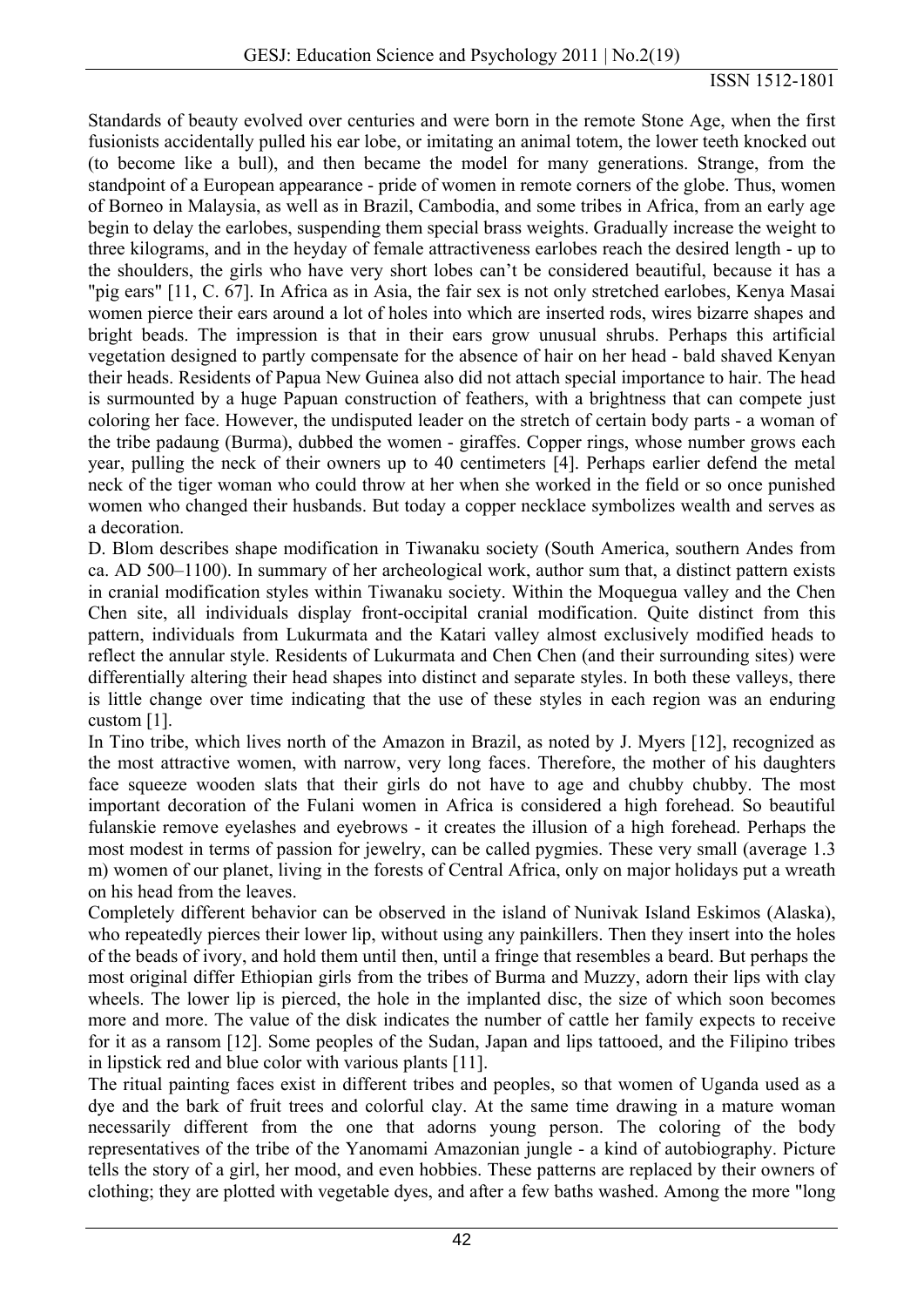Standards of beauty evolved over centuries and were born in the remote Stone Age, when the first fusionists accidentally pulled his ear lobe, or imitating an animal totem, the lower teeth knocked out (to become like a bull), and then became the model for many generations. Strange, from the standpoint of a European appearance - pride of women in remote corners of the globe. Thus, women of Borneo in Malaysia, as well as in Brazil, Cambodia, and some tribes in Africa, from an early age begin to delay the earlobes, suspending them special brass weights. Gradually increase the weight to three kilograms, and in the heyday of female attractiveness earlobes reach the desired length - up to the shoulders, the girls who have very short lobes can't be considered beautiful, because it has a "pig ears" [11, C. 67]. In Africa as in Asia, the fair sex is not only stretched earlobes, Kenya Masai women pierce their ears around a lot of holes into which are inserted rods, wires bizarre shapes and bright beads. The impression is that in their ears grow unusual shrubs. Perhaps this artificial vegetation designed to partly compensate for the absence of hair on her head - bald shaved Kenyan their heads. Residents of Papua New Guinea also did not attach special importance to hair. The head is surmounted by a huge Papuan construction of feathers, with a brightness that can compete just coloring her face. However, the undisputed leader on the stretch of certain body parts - a woman of the tribe padaung (Burma), dubbed the women - giraffes. Copper rings, whose number grows each year, pulling the neck of their owners up to 40 centimeters [4]. Perhaps earlier defend the metal neck of the tiger woman who could throw at her when she worked in the field or so once punished women who changed their husbands. But today a copper necklace symbolizes wealth and serves as a decoration.

D. Blom describes shape modification in Tiwanaku society (South America, southern Andes from ca. AD 500–1100). In summary of her archeological work, author sum that, a distinct pattern exists in cranial modification styles within Tiwanaku society. Within the Moquegua valley and the Chen Chen site, all individuals display front-occipital cranial modification. Quite distinct from this pattern, individuals from Lukurmata and the Katari valley almost exclusively modified heads to reflect the annular style. Residents of Lukurmata and Chen Chen (and their surrounding sites) were differentially altering their head shapes into distinct and separate styles. In both these valleys, there is little change over time indicating that the use of these styles in each region was an enduring custom [1].

In Tino tribe, which lives north of the Amazon in Brazil, as noted by J. Myers [12], recognized as the most attractive women, with narrow, very long faces. Therefore, the mother of his daughters face squeeze wooden slats that their girls do not have to age and chubby chubby. The most important decoration of the Fulani women in Africa is considered a high forehead. So beautiful fulanskie remove eyelashes and eyebrows - it creates the illusion of a high forehead. Perhaps the most modest in terms of passion for jewelry, can be called pygmies. These very small (average 1.3 m) women of our planet, living in the forests of Central Africa, only on major holidays put a wreath on his head from the leaves.

Completely different behavior can be observed in the island of Nunivak Island Eskimos (Alaska), who repeatedly pierces their lower lip, without using any painkillers. Then they insert into the holes of the beads of ivory, and hold them until then, until a fringe that resembles a beard. But perhaps the most original differ Ethiopian girls from the tribes of Burma and Muzzy, adorn their lips with clay wheels. The lower lip is pierced, the hole in the implanted disc, the size of which soon becomes more and more. The value of the disk indicates the number of cattle her family expects to receive for it as a ransom [12]. Some peoples of the Sudan, Japan and lips tattooed, and the Filipino tribes in lipstick red and blue color with various plants [11].

The ritual painting faces exist in different tribes and peoples, so that women of Uganda used as a dye and the bark of fruit trees and colorful clay. At the same time drawing in a mature woman necessarily different from the one that adorns young person. The coloring of the body representatives of the tribe of the Yanomami Amazonian jungle - a kind of autobiography. Picture tells the story of a girl, her mood, and even hobbies. These patterns are replaced by their owners of clothing; they are plotted with vegetable dyes, and after a few baths washed. Among the more "long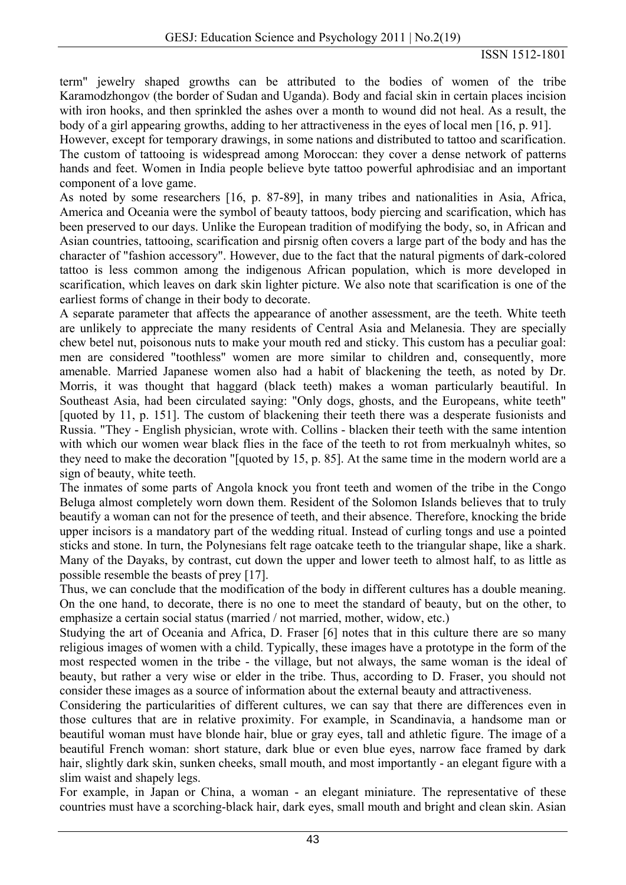term" jewelry shaped growths can be attributed to the bodies of women of the tribe Karamodzhongov (the border of Sudan and Uganda). Body and facial skin in certain places incision with iron hooks, and then sprinkled the ashes over a month to wound did not heal. As a result, the body of a girl appearing growths, adding to her attractiveness in the eyes of local men [16, p. 91].

However, except for temporary drawings, in some nations and distributed to tattoo and scarification. The custom of tattooing is widespread among Moroccan: they cover a dense network of patterns hands and feet. Women in India people believe byte tattoo powerful aphrodisiac and an important component of a love game.

As noted by some researchers [16, p. 87-89], in many tribes and nationalities in Asia, Africa, America and Oceania were the symbol of beauty tattoos, body piercing and scarification, which has been preserved to our days. Unlike the European tradition of modifying the body, so, in African and Asian countries, tattooing, scarification and pirsnig often covers a large part of the body and has the character of "fashion accessory". However, due to the fact that the natural pigments of dark-colored tattoo is less common among the indigenous African population, which is more developed in scarification, which leaves on dark skin lighter picture. We also note that scarification is one of the earliest forms of change in their body to decorate.

A separate parameter that affects the appearance of another assessment, are the teeth. White teeth are unlikely to appreciate the many residents of Central Asia and Melanesia. They are specially chew betel nut, poisonous nuts to make your mouth red and sticky. This custom has a peculiar goal: men are considered "toothless" women are more similar to children and, consequently, more amenable. Married Japanese women also had a habit of blackening the teeth, as noted by Dr. Morris, it was thought that haggard (black teeth) makes a woman particularly beautiful. In Southeast Asia, had been circulated saying: "Only dogs, ghosts, and the Europeans, white teeth" [quoted by 11, p. 151]. The custom of blackening their teeth there was a desperate fusionists and Russia. "They - English physician, wrote with. Collins - blacken their teeth with the same intention with which our women wear black flies in the face of the teeth to rot from merkualnyh whites, so they need to make the decoration "[quoted by 15, p. 85]. At the same time in the modern world are a sign of beauty, white teeth.

The inmates of some parts of Angola knock you front teeth and women of the tribe in the Congo Beluga almost completely worn down them. Resident of the Solomon Islands believes that to truly beautify a woman can not for the presence of teeth, and their absence. Therefore, knocking the bride upper incisors is a mandatory part of the wedding ritual. Instead of curling tongs and use a pointed sticks and stone. In turn, the Polynesians felt rage oatcake teeth to the triangular shape, like a shark. Many of the Dayaks, by contrast, cut down the upper and lower teeth to almost half, to as little as possible resemble the beasts of prey [17].

Thus, we can conclude that the modification of the body in different cultures has a double meaning. On the one hand, to decorate, there is no one to meet the standard of beauty, but on the other, to emphasize a certain social status (married / not married, mother, widow, etc.)

Studying the art of Oceania and Africa, D. Fraser [6] notes that in this culture there are so many religious images of women with a child. Typically, these images have a prototype in the form of the most respected women in the tribe - the village, but not always, the same woman is the ideal of beauty, but rather a very wise or elder in the tribe. Thus, according to D. Fraser, you should not consider these images as a source of information about the external beauty and attractiveness.

Considering the particularities of different cultures, we can say that there are differences even in those cultures that are in relative proximity. For example, in Scandinavia, a handsome man or beautiful woman must have blonde hair, blue or gray eyes, tall and athletic figure. The image of a beautiful French woman: short stature, dark blue or even blue eyes, narrow face framed by dark hair, slightly dark skin, sunken cheeks, small mouth, and most importantly - an elegant figure with a slim waist and shapely legs.

For example, in Japan or China, a woman - an elegant miniature. The representative of these countries must have a scorching-black hair, dark eyes, small mouth and bright and clean skin. Asian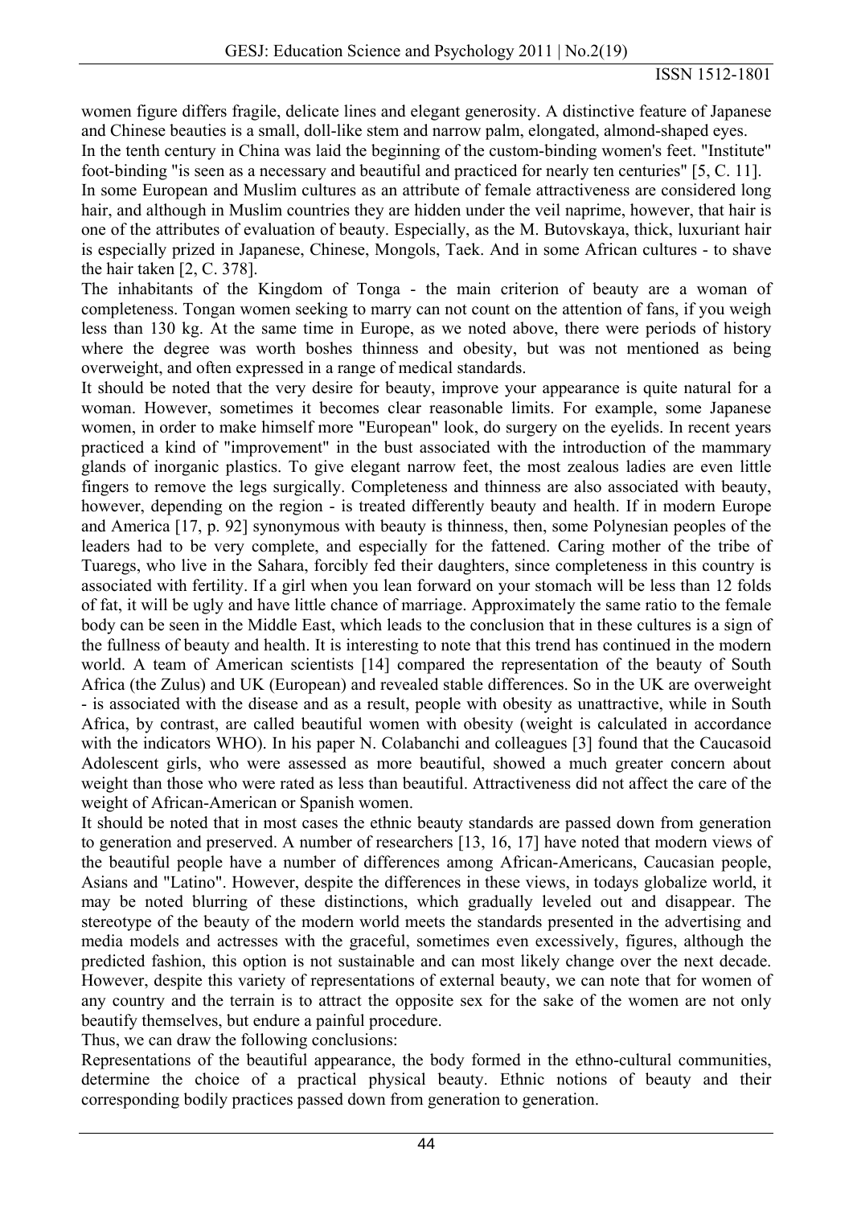women figure differs fragile, delicate lines and elegant generosity. A distinctive feature of Japanese and Chinese beauties is a small, doll-like stem and narrow palm, elongated, almond-shaped eyes.

In the tenth century in China was laid the beginning of the custom-binding women's feet. "Institute" foot-binding "is seen as a necessary and beautiful and practiced for nearly ten centuries" [5, C. 11].

In some European and Muslim cultures as an attribute of female attractiveness are considered long hair, and although in Muslim countries they are hidden under the veil naprime, however, that hair is one of the attributes of evaluation of beauty. Especially, as the M. Butovskaya, thick, luxuriant hair is especially prized in Japanese, Chinese, Mongols, Taek. And in some African cultures - to shave the hair taken [2, C. 378].

The inhabitants of the Kingdom of Tonga - the main criterion of beauty are a woman of completeness. Tongan women seeking to marry can not count on the attention of fans, if you weigh less than 130 kg. At the same time in Europe, as we noted above, there were periods of history where the degree was worth boshes thinness and obesity, but was not mentioned as being overweight, and often expressed in a range of medical standards.

It should be noted that the very desire for beauty, improve your appearance is quite natural for a woman. However, sometimes it becomes clear reasonable limits. For example, some Japanese women, in order to make himself more "European" look, do surgery on the eyelids. In recent years practiced a kind of "improvement" in the bust associated with the introduction of the mammary glands of inorganic plastics. To give elegant narrow feet, the most zealous ladies are even little fingers to remove the legs surgically. Completeness and thinness are also associated with beauty, however, depending on the region - is treated differently beauty and health. If in modern Europe and America [17, p. 92] synonymous with beauty is thinness, then, some Polynesian peoples of the leaders had to be very complete, and especially for the fattened. Caring mother of the tribe of Tuaregs, who live in the Sahara, forcibly fed their daughters, since completeness in this country is associated with fertility. If a girl when you lean forward on your stomach will be less than 12 folds of fat, it will be ugly and have little chance of marriage. Approximately the same ratio to the female body can be seen in the Middle East, which leads to the conclusion that in these cultures is a sign of the fullness of beauty and health. It is interesting to note that this trend has continued in the modern world. A team of American scientists [14] compared the representation of the beauty of South Africa (the Zulus) and UK (European) and revealed stable differences. So in the UK are overweight - is associated with the disease and as a result, people with obesity as unattractive, while in South Africa, by contrast, are called beautiful women with obesity (weight is calculated in accordance with the indicators WHO). In his paper N. Colabanchi and colleagues [3] found that the Caucasoid Adolescent girls, who were assessed as more beautiful, showed a much greater concern about weight than those who were rated as less than beautiful. Attractiveness did not affect the care of the weight of African-American or Spanish women.

It should be noted that in most cases the ethnic beauty standards are passed down from generation to generation and preserved. A number of researchers [13, 16, 17] have noted that modern views of the beautiful people have a number of differences among African-Americans, Caucasian people, Asians and "Latino". However, despite the differences in these views, in todays globalize world, it may be noted blurring of these distinctions, which gradually leveled out and disappear. The stereotype of the beauty of the modern world meets the standards presented in the advertising and media models and actresses with the graceful, sometimes even excessively, figures, although the predicted fashion, this option is not sustainable and can most likely change over the next decade. However, despite this variety of representations of external beauty, we can note that for women of any country and the terrain is to attract the opposite sex for the sake of the women are not only beautify themselves, but endure a painful procedure.

Thus, we can draw the following conclusions:

Representations of the beautiful appearance, the body formed in the ethno-cultural communities, determine the choice of a practical physical beauty. Ethnic notions of beauty and their corresponding bodily practices passed down from generation to generation.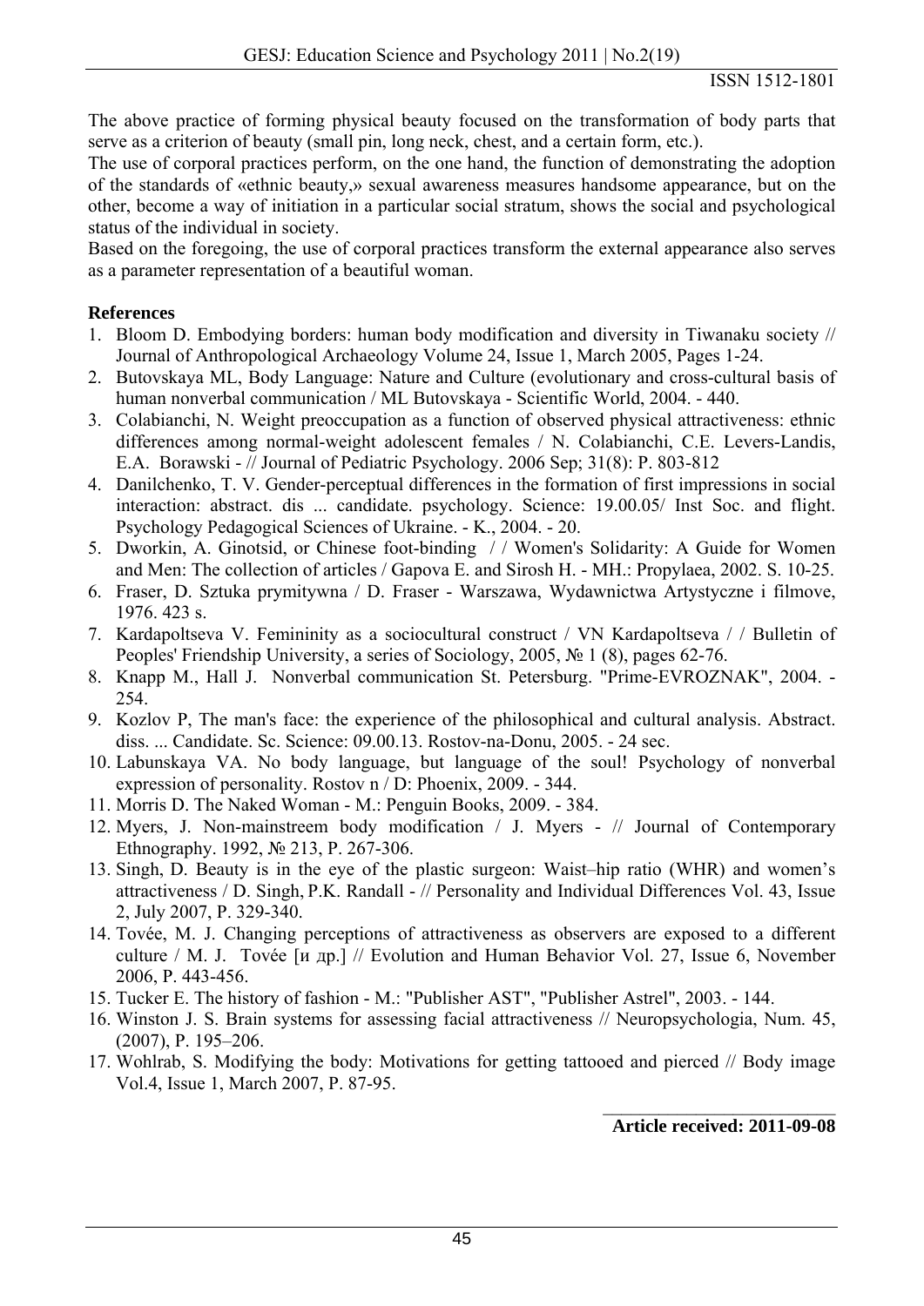The above practice of forming physical beauty focused on the transformation of body parts that serve as a criterion of beauty (small pin, long neck, chest, and a certain form, etc.).

The use of corporal practices perform, on the one hand, the function of demonstrating the adoption of the standards of «ethnic beauty,» sexual awareness measures handsome appearance, but on the other, become a way of initiation in a particular social stratum, shows the social and psychological status of the individual in society.

Based on the foregoing, the use of corporal practices transform the external appearance also serves as a parameter representation of a beautiful woman.

**References**

1. Bloom D. Embodying borders: human body modification and diversity in Tiwanaku society // Journal of Anthropological Archaeology Volume 24, Issue 1, March 2005, Pages 1-24.
2. Butovskaya ML, Body Language: Nature and Culture (evolutionary and cross-cultural basis of human nonverbal communication / ML Butovskaya - Scientific World, 2004. - 440.
3. Colabianchi, N. Weight preoccupation as a function of observed physical attractiveness: ethnic differences among normal-weight adolescent females / N. Colabianchi, C.E. Levers-Landis, E.A. Borawski - // Journal of Pediatric Psychology. 2006 Sep; 31(8): P. 803-812
4. Danilchenko, T. V. Gender-perceptual differences in the formation of first impressions in social interaction: abstract. dis ... candidate. psychology. Science: 19.00.05/ Inst Soc. and flight. Psychology Pedagogical Sciences of Ukraine. - K., 2004. - 20.
5. Dworkin, A. Ginotsid, or Chinese foot-binding / / Women's Solidarity: A Guide for Women and Men: The collection of articles / Gapova E. and Sirosh H. - MH.: Propylaea, 2002. S. 10-25.
6. Fraser, D. Sztuka prymitywna / D. Fraser - Warszawa, Wydawnictwa Artystyczne i filmove, 1976. 423 s.
7. Kardapoltseva V. Femininity as a sociocultural construct / VN Kardapoltseva / / Bulletin of Peoples' Friendship University, a series of Sociology, 2005, № 1 (8), pages 62-76.
8. Knapp M., Hall J. Nonverbal communication St. Petersburg. "Prime-EVROZNAK", 2004. - 254.
9. Kozlov P, The man's face: the experience of the philosophical and cultural analysis. Abstract. diss. ... Candidate. Sc. Science: 09.00.13. Rostov-na-Donu, 2005. - 24 sec.
10. Labunskaya VA. No body language, but language of the soul! Psychology of nonverbal expression of personality. Rostov n / D: Phoenix, 2009. - 344.
11. Morris D. The Naked Woman - M.: Penguin Books, 2009. - 384.
12. Myers, J. Non-mainstreem body modification / J. Myers - // Journal of Contemporary Ethnography. 1992, № 213, P. 267-306.
13. Singh, D. Beauty is in the eye of the plastic surgeon: Waist–hip ratio (WHR) and women's attractiveness / D. Singh, P.K. Randall - // Personality and Individual Differences Vol. 43, Issue 2, July 2007, P. 329-340.
14. Tovée, M. J. Changing perceptions of attractiveness as observers are exposed to a different culture / M. J. Tovée [и др.] // Evolution and Human Behavior Vol. 27, Issue 6, November 2006, P. 443-456.
15. Tucker E. The history of fashion - M.: "Publisher AST", "Publisher Astrel", 2003. - 144.
16. Winston J. S. Brain systems for assessing facial attractiveness // Neuropsychologia, Num. 45, (2007), P. 195–206.
17. Wohlrab, S. Modifying the body: Motivations for getting tattooed and pierced // Body image Vol.4, Issue 1, March 2007, P. 87-95.

**Article received: 2011-09-08**